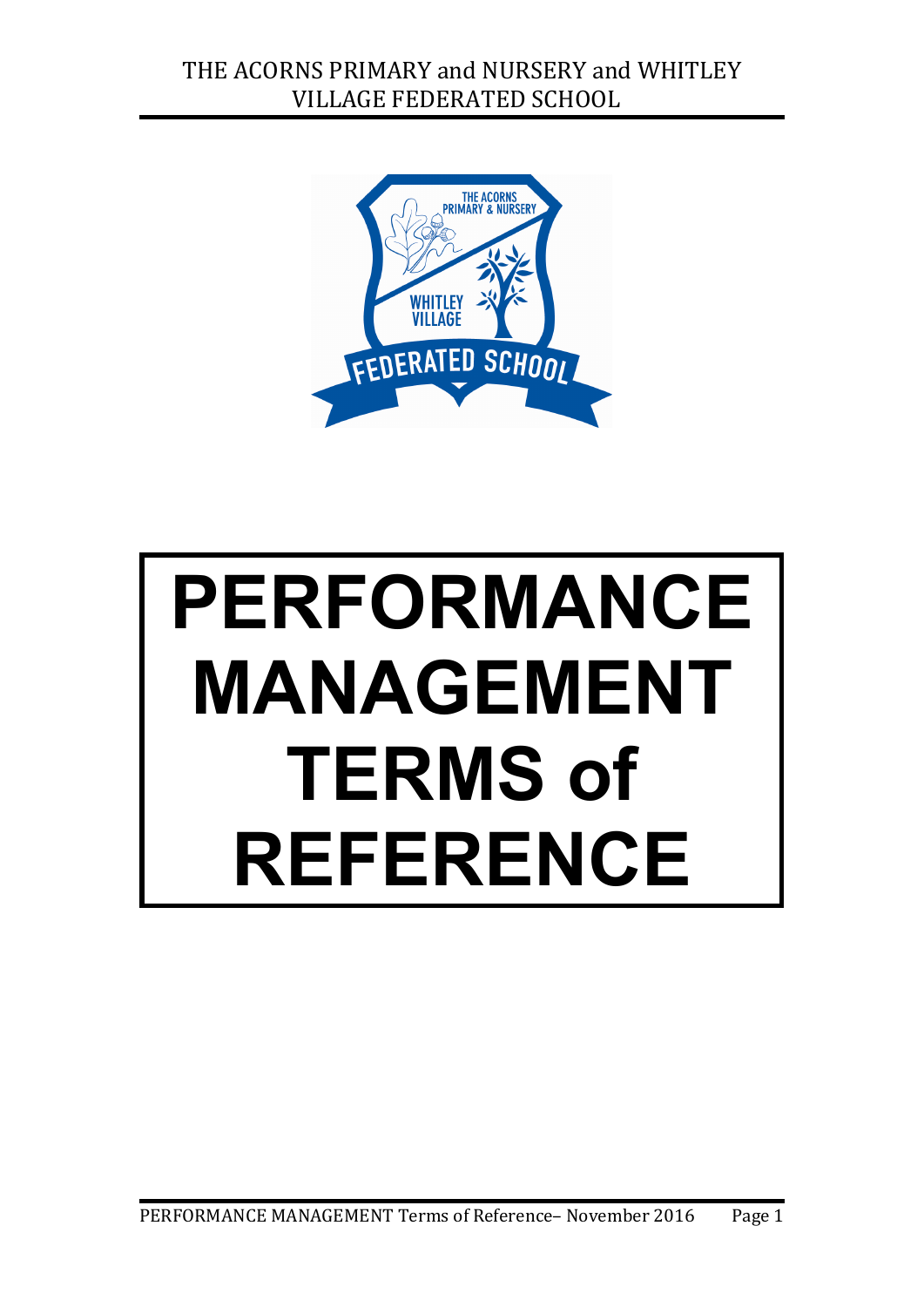# PERFORMANCE MANAGEMENT TERMS of REFERENCE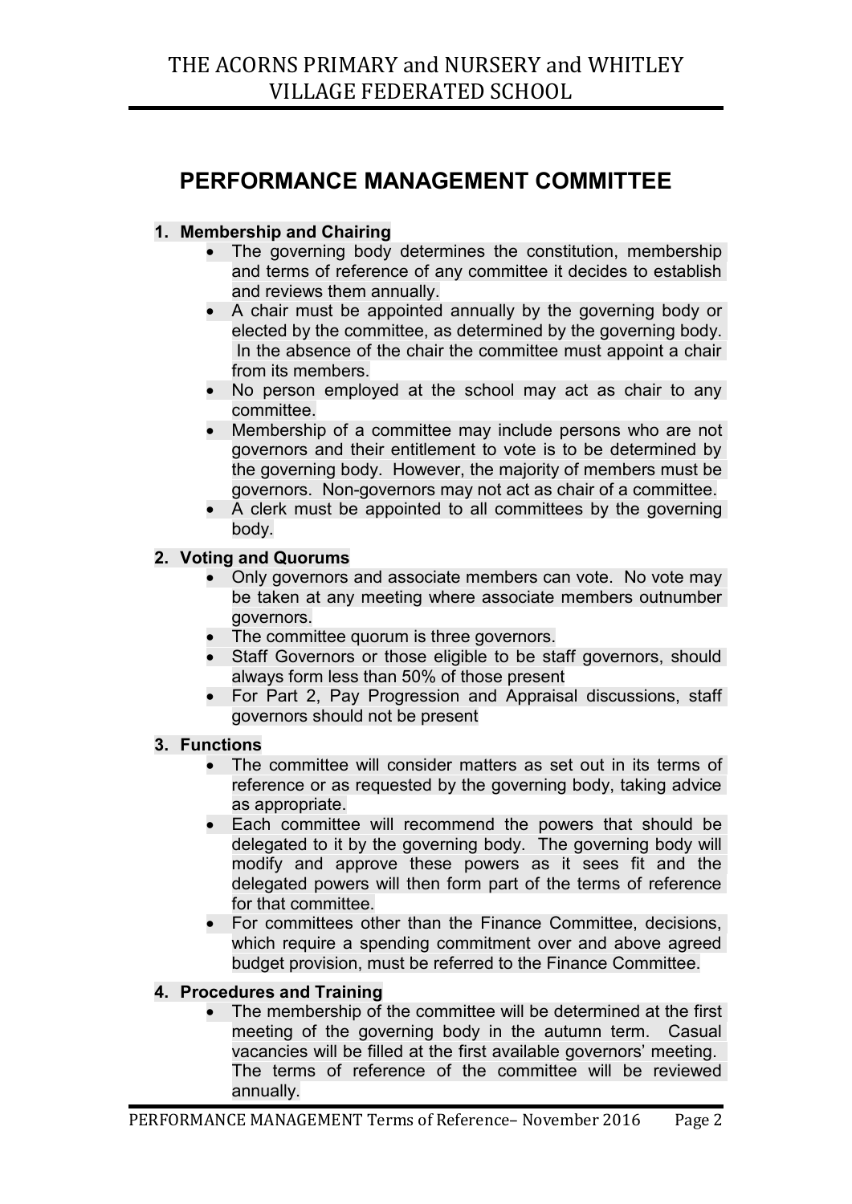# PERFORMANCE MANAGEMENT COMMITTEE

**1. Membership and Chairing**

- The governing body determines the constitution, membership and terms of reference of any committee it decides to establish and reviews them annually.
- A chair must be appointed annually by the governing body or elected by the committee, as determined by the governing body. In the absence of the chair the committee must appoint a chair from its members.
- No person employed at the school may act as chair to any committee.
- Membership of a committee may include persons who are not governors and their entitlement to vote is to be determined by the governing body. However, the majority of members must be governors. Non-governors may not act as chair of a committee.
- A clerk must be appointed to all committees by the governing body.

**2. Voting and Quorums**

- Only governors and associate members can vote. No vote may be taken at any meeting where associate members outnumber governors.
- The committee quorum is three governors.
- Staff Governors or those eligible to be staff governors, should always form less than 50% of those present
- For Part 2, Pay Progression and Appraisal discussions, staff governors should not be present

**3. Functions**

- The committee will consider matters as set out in its terms of reference or as requested by the governing body, taking advice as appropriate.
- Each committee will recommend the powers that should be delegated to it by the governing body. The governing body will modify and approve these powers as it sees fit and the delegated powers will then form part of the terms of reference for that committee.
- For committees other than the Finance Committee, decisions, which require a spending commitment over and above agreed budget provision, must be referred to the Finance Committee.

**4. Procedures and Training**

- The membership of the committee will be determined at the first meeting of the governing body in the autumn term. Casual vacancies will be filled at the first available governors' meeting. The terms of reference of the committee will be reviewed annually.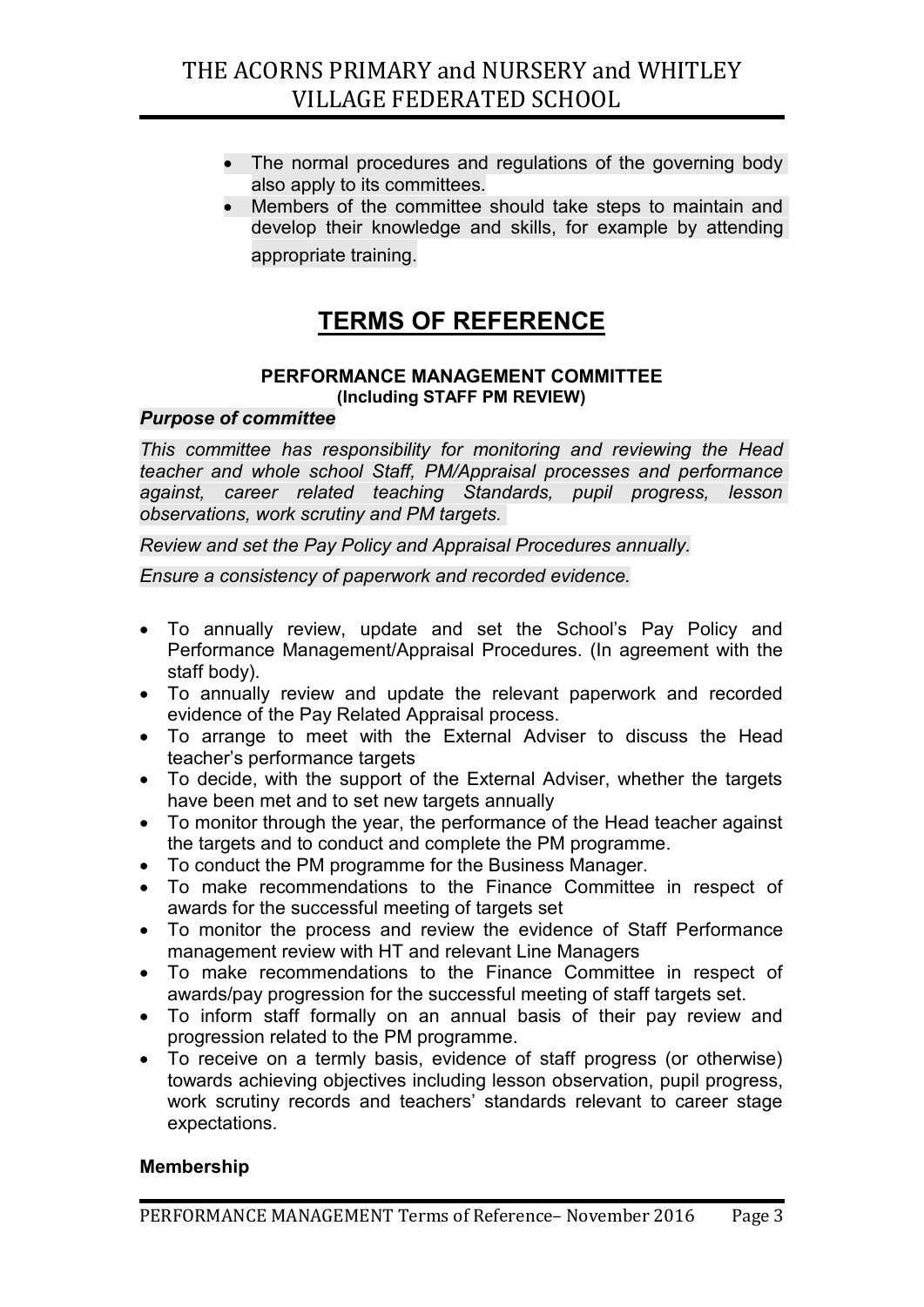- The normal procedures and regulations of the governing body also apply to its committees.
- Members of the committee should take steps to maintain and develop their knowledge and skills, for example by attending appropriate training.

# TERMS OF REFERENCE

### PERFORMANCE MANAGEMENT COMMITTEE
**(Including STAFF PM REVIEW)**

***Purpose of committee***

*This committee has responsibility for monitoring and reviewing the Head teacher and whole school Staff, PM/Appraisal processes and performance against, career related teaching Standards, pupil progress, lesson observations, work scrutiny and PM targets.*

*Review and set the Pay Policy and Appraisal Procedures annually.*

*Ensure a consistency of paperwork and recorded evidence.*

- To annually review, update and set the School's Pay Policy and Performance Management/Appraisal Procedures. (In agreement with the staff body).
- To annually review and update the relevant paperwork and recorded evidence of the Pay Related Appraisal process.
- To arrange to meet with the External Adviser to discuss the Head teacher's performance targets
- To decide, with the support of the External Adviser, whether the targets have been met and to set new targets annually
- To monitor through the year, the performance of the Head teacher against the targets and to conduct and complete the PM programme.
- To conduct the PM programme for the Business Manager.
- To make recommendations to the Finance Committee in respect of awards for the successful meeting of targets set
- To monitor the process and review the evidence of Staff Performance management review with HT and relevant Line Managers
- To make recommendations to the Finance Committee in respect of awards/pay progression for the successful meeting of staff targets set.
- To inform staff formally on an annual basis of their pay review and progression related to the PM programme.
- To receive on a termly basis, evidence of staff progress (or otherwise) towards achieving objectives including lesson observation, pupil progress, work scrutiny records and teachers' standards relevant to career stage expectations.

**Membership**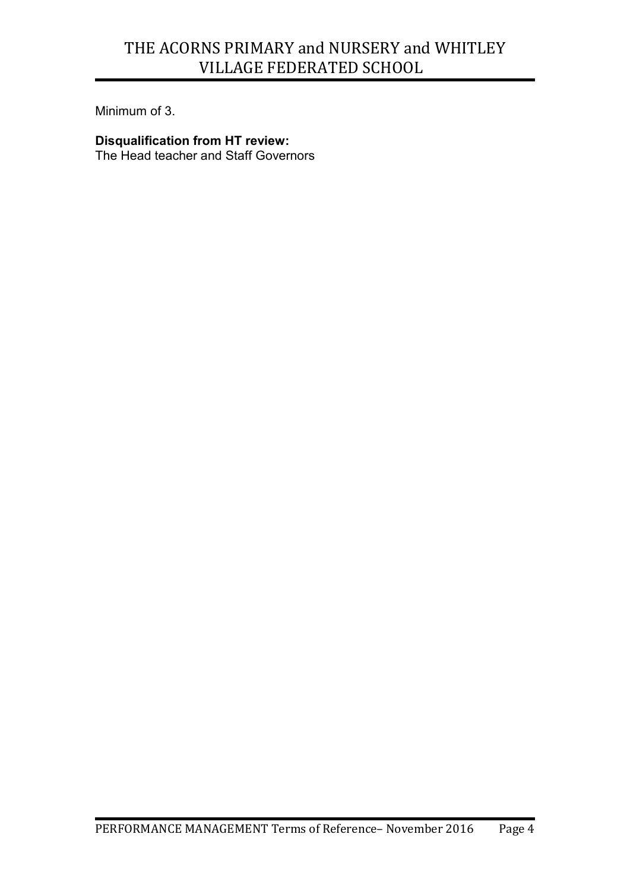Minimum of 3.

**Disqualification from HT review:**
The Head teacher and Staff Governors